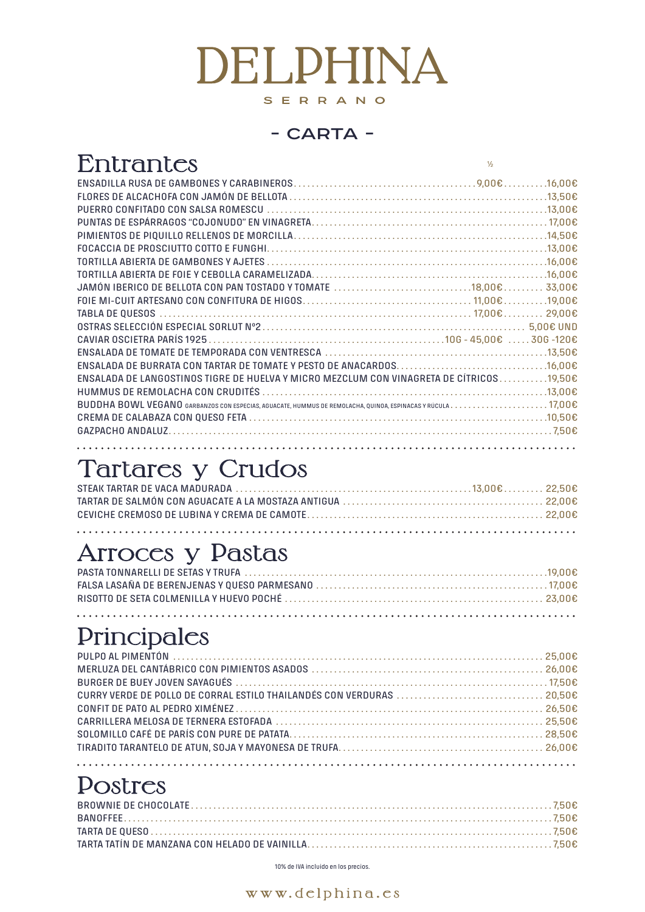# DELPHINA

SERRANO

## - CARTA -

## Entrantes

| | ½ | |
|---|---|---|
| ENSADILLA RUSA DE GAMBONES Y CARABINEROS | 9,00€ | 16,00€ |
| FLORES DE ALCACHOFA CON JAMÓN DE BELLOTA | | 13,50€ |
| PUERRO CONFITADO CON SALSA ROMESCU | | 13,00€ |
| PUNTAS DE ESPÁRRAGOS "COJONUDO" EN VINAGRETA | | 17,00€ |
| PIMIENTOS DE PIQUILLO RELLENOS DE MORCILLA | | 14,50€ |
| FOCACCIA DE PROSCIUTTO COTTO E FUNGHI | | 13,00€ |
| TORTILLA ABIERTA DE GAMBONES Y AJETES | | 16,00€ |
| TORTILLA ABIERTA DE FOIE Y CEBOLLA CARAMELIZADA | | 16,00€ |
| JAMÓN IBERICO DE BELLOTA CON PAN TOSTADO Y TOMATE | 18,00€ | 33,00€ |
| FOIE MI-CUIT ARTESANO CON CONFITURA DE HIGOS | 11,00€ | 19,00€ |
| TABLA DE QUESOS | 17,00€ | 29,00€ |
| OSTRAS SELECCIÓN ESPECIAL SORLUT Nº2 | | 5,00€ UND |
| CAVIAR OSCIETRA PARÍS 1925 | 10G - 45,00€ | 30G -120€ |
| ENSALADA DE TOMATE DE TEMPORADA CON VENTRESCA | | 13,50€ |
| ENSALADA DE BURRATA CON TARTAR DE TOMATE Y PESTO DE ANACARDOS | | 16,00€ |
| ENSALADA DE LANGOSTINOS TIGRE DE HUELVA Y MICRO MEZCLUM CON VINAGRETA DE CÍTRICOS | | 19,50€ |
| HUMMUS DE REMOLACHA CON CRUDITÉS | | 13,00€ |
| BUDDHA BOWL VEGANO GARBANZOS CON ESPECIAS, AGUACATE, HUMMUS DE REMOLACHA, QUINOA, ESPINACAS Y RÚCULA | | 17,00€ |
| CREMA DE CALABAZA CON QUESO FETA | | 10,50€ |
| GAZPACHO ANDALUZ | | 7,50€ |

## Tartares y Crudos

| | | |
|---|---|---|
| STEAK TARTAR DE VACA MADURADA | 13,00€ | 22,50€ |
| TARTAR DE SALMÓN CON AGUACATE A LA MOSTAZA ANTIGUA | | 22,00€ |
| CEVICHE CREMOSO DE LUBINA Y CREMA DE CAMOTE | | 22,00€ |

## Arroces y Pastas

| | |
|---|---|
| PASTA TONNARELLI DE SETAS Y TRUFA | 19,00€ |
| FALSA LASAÑA DE BERENJENAS Y QUESO PARMESANO | 17,00€ |
| RISOTTO DE SETA COLMENILLA Y HUEVO POCHÉ | 23,00€ |

## Principales

| | |
|---|---|
| PULPO AL PIMENTÓN | 25,00€ |
| MERLUZA DEL CANTÁBRICO CON PIMIENTOS ASADOS | 26,00€ |
| BURGER DE BUEY JOVEN SAYAGUÉS | 17,50€ |
| CURRY VERDE DE POLLO DE CORRAL ESTILO THAILANDÉS CON VERDURAS | 20,50€ |
| CONFIT DE PATO AL PEDRO XIMÉNEZ | 26,50€ |
| CARRILLERA MELOSA DE TERNERA ESTOFADA | 25,50€ |
| SOLOMILLO CAFÉ DE PARÍS CON PURE DE PATATA | 28,50€ |
| TIRADITO TARANTELO DE ATUN, SOJA Y MAYONESA DE TRUFA | 26,00€ |

## Postres

| | |
|---|---|
| BROWNIE DE CHOCOLATE | 7,50€ |
| BANOFFEE | 7,50€ |
| TARTA DE QUESO | 7,50€ |
| TARTA TATÍN DE MANZANA CON HELADO DE VAINILLA | 7,50€ |

10% de IVA incluido en los precios.

www.delphina.es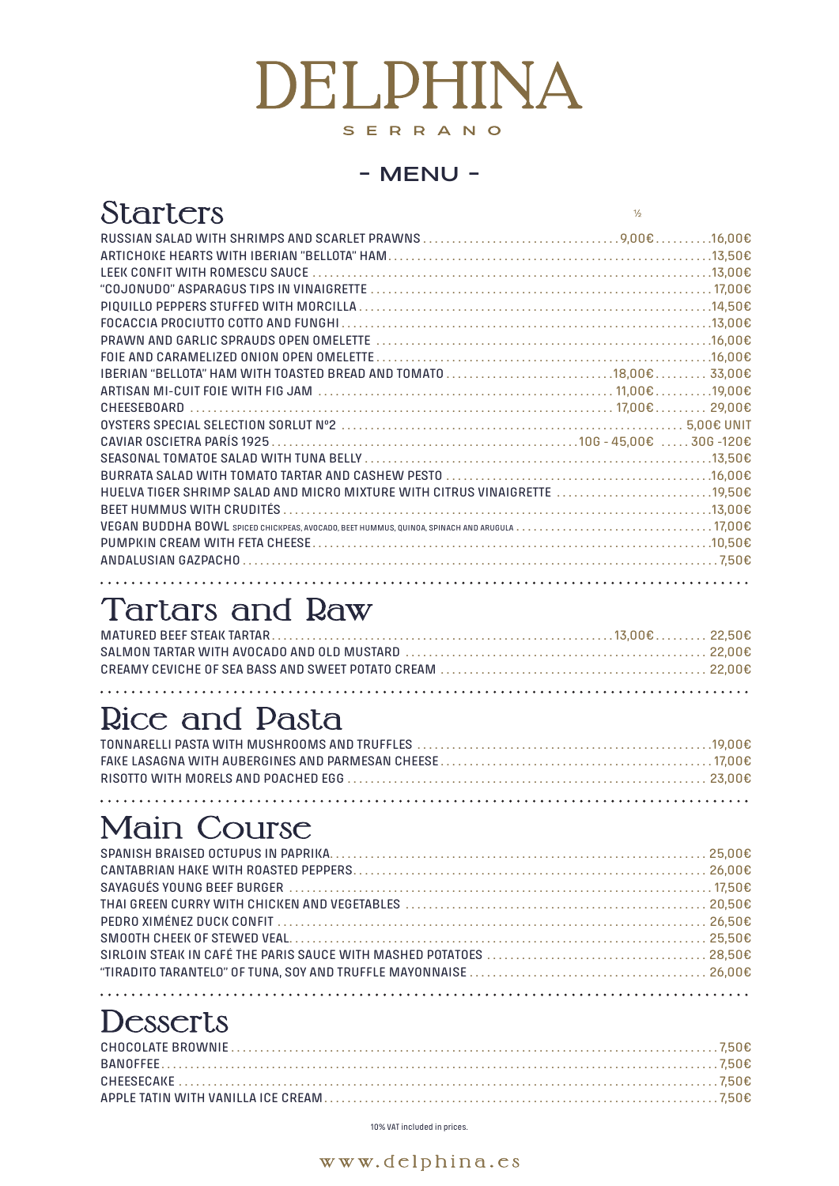# DELPHINA

SERRANO

## - MENU -

## Starters

| | ½ | |
|---|---|---|
| RUSSIAN SALAD WITH SHRIMPS AND SCARLET PRAWNS | 9,00€ | 16,00€ |
| ARTICHOKE HEARTS WITH IBERIAN "BELLOTA" HAM | | 13,50€ |
| LEEK CONFIT WITH ROMESCU SAUCE | | 13,00€ |
| "COJONUDO" ASPARAGUS TIPS IN VINAIGRETTE | | 17,00€ |
| PIQUILLO PEPPERS STUFFED WITH MORCILLA | | 14,50€ |
| FOCACCIA PROCIUTTO COTTO AND FUNGHI | | 13,00€ |
| PRAWN AND GARLIC SPRAUDS OPEN OMELETTE | | 16,00€ |
| FOIE AND CARAMELIZED ONION OPEN OMELETTE | | 16,00€ |
| IBERIAN "BELLOTA" HAM WITH TOASTED BREAD AND TOMATO | 18,00€ | 33,00€ |
| ARTISAN MI-CUIT FOIE WITH FIG JAM | 11,00€ | 19,00€ |
| CHEESEBOARD | 17,00€ | 29,00€ |
| OYSTERS SPECIAL SELECTION SORLUT Nº2 | | 5,00€ UNIT |
| CAVIAR OSCIETRA PARÍS 1925 | 10G - 45,00€ | 30G -120€ |
| SEASONAL TOMATOE SALAD WITH TUNA BELLY | | 13,50€ |
| BURRATA SALAD WITH TOMATO TARTAR AND CASHEW PESTO | | 16,00€ |
| HUELVA TIGER SHRIMP SALAD AND MICRO MIXTURE WITH CITRUS VINAIGRETTE | | 19,50€ |
| BEET HUMMUS WITH CRUDITÉS | | 13,00€ |
| VEGAN BUDDHA BOWL SPICED CHICKPEAS, AVOCADO, BEET HUMMUS, QUINOA, SPINACH AND ARUGULA | | 17,00€ |
| PUMPKIN CREAM WITH FETA CHEESE | | 10,50€ |
| ANDALUSIAN GAZPACHO | | 7,50€ |

## Tartars and Raw

| | | |
|---|---|---|
| MATURED BEEF STEAK TARTAR | 13,00€ | 22,50€ |
| SALMON TARTAR WITH AVOCADO AND OLD MUSTARD | | 22,00€ |
| CREAMY CEVICHE OF SEA BASS AND SWEET POTATO CREAM | | 22,00€ |

## Rice and Pasta

| | |
|---|---|
| TONNARELLI PASTA WITH MUSHROOMS AND TRUFFLES | 19,00€ |
| FAKE LASAGNA WITH AUBERGINES AND PARMESAN CHEESE | 17,00€ |
| RISOTTO WITH MORELS AND POACHED EGG | 23,00€ |

## Main Course

| | |
|---|---|
| SPANISH BRAISED OCTUPUS IN PAPRIKA | 25,00€ |
| CANTABRIAN HAKE WITH ROASTED PEPPERS | 26,00€ |
| SAYAGUÉS YOUNG BEEF BURGER | 17,50€ |
| THAI GREEN CURRY WITH CHICKEN AND VEGETABLES | 20,50€ |
| PEDRO XIMÉNEZ DUCK CONFIT | 26,50€ |
| SMOOTH CHEEK OF STEWED VEAL | 25,50€ |
| SIRLOIN STEAK IN CAFÉ THE PARIS SAUCE WITH MASHED POTATOES | 28,50€ |
| "TIRADITO TARANTELO" OF TUNA, SOY AND TRUFFLE MAYONNAISE | 26,00€ |

## Desserts

| | |
|---|---|
| CHOCOLATE BROWNIE | 7,50€ |
| BANOFFEE | 7,50€ |
| CHEESECAKE | 7,50€ |
| APPLE TATIN WITH VANILLA ICE CREAM | 7,50€ |

10% VAT included in prices.

www.delphina.es